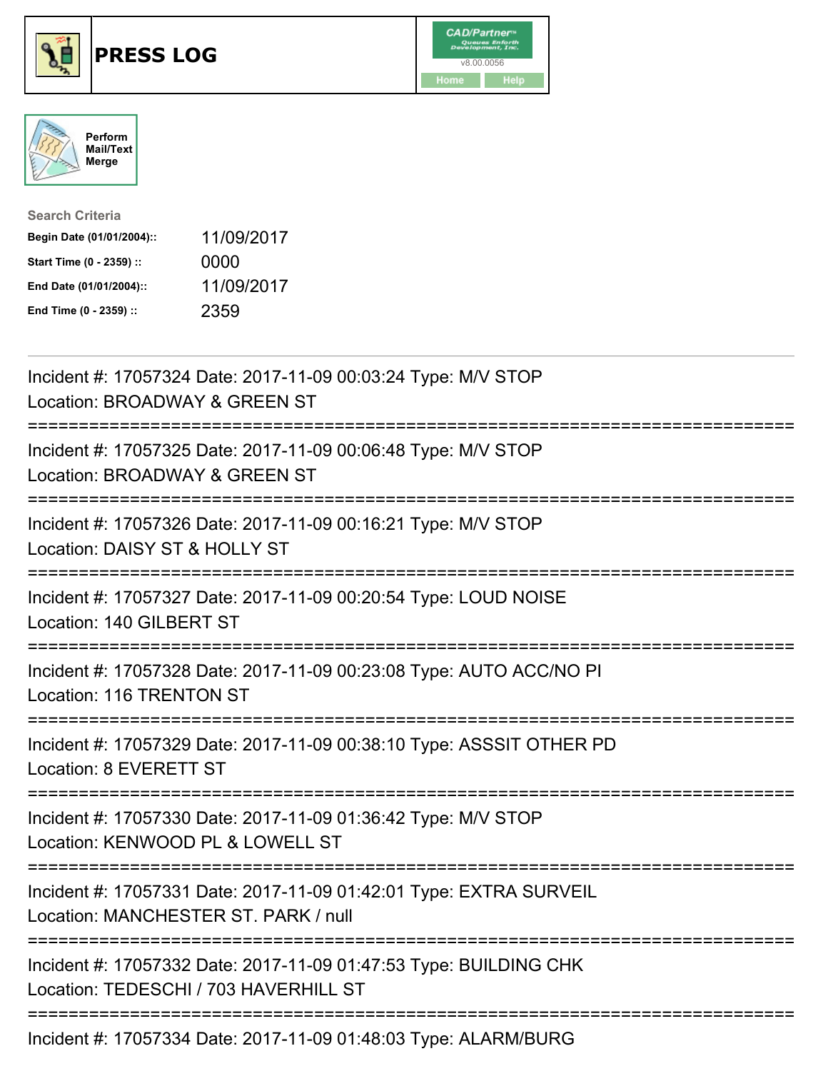# PRESS LOG

CAD/Partner
v8.00.0056
Home Help

Perform Mail/Text Merge

**Search Criteria**

| | |
|---|---|
| **Begin Date (01/01/2004)::** | 11/09/2017 |
| **Start Time (0 - 2359) ::** | 0000 |
| **End Date (01/01/2004)::** | 11/09/2017 |
| **End Time (0 - 2359) ::** | 2359 |

---

Incident #: 17057324 Date: 2017-11-09 00:03:24 Type: M/V STOP
Location: BROADWAY & GREEN ST

===========================================================================

Incident #: 17057325 Date: 2017-11-09 00:06:48 Type: M/V STOP
Location: BROADWAY & GREEN ST

===========================================================================

Incident #: 17057326 Date: 2017-11-09 00:16:21 Type: M/V STOP
Location: DAISY ST & HOLLY ST

===========================================================================

Incident #: 17057327 Date: 2017-11-09 00:20:54 Type: LOUD NOISE
Location: 140 GILBERT ST

===========================================================================

Incident #: 17057328 Date: 2017-11-09 00:23:08 Type: AUTO ACC/NO PI
Location: 116 TRENTON ST

===========================================================================

Incident #: 17057329 Date: 2017-11-09 00:38:10 Type: ASSSIT OTHER PD
Location: 8 EVERETT ST

===========================================================================

Incident #: 17057330 Date: 2017-11-09 01:36:42 Type: M/V STOP
Location: KENWOOD PL & LOWELL ST

===========================================================================

Incident #: 17057331 Date: 2017-11-09 01:42:01 Type: EXTRA SURVEIL
Location: MANCHESTER ST. PARK / null

===========================================================================

Incident #: 17057332 Date: 2017-11-09 01:47:53 Type: BUILDING CHK
Location: TEDESCHI / 703 HAVERHILL ST

===========================================================================

Incident #: 17057334 Date: 2017-11-09 01:48:03 Type: ALARM/BURG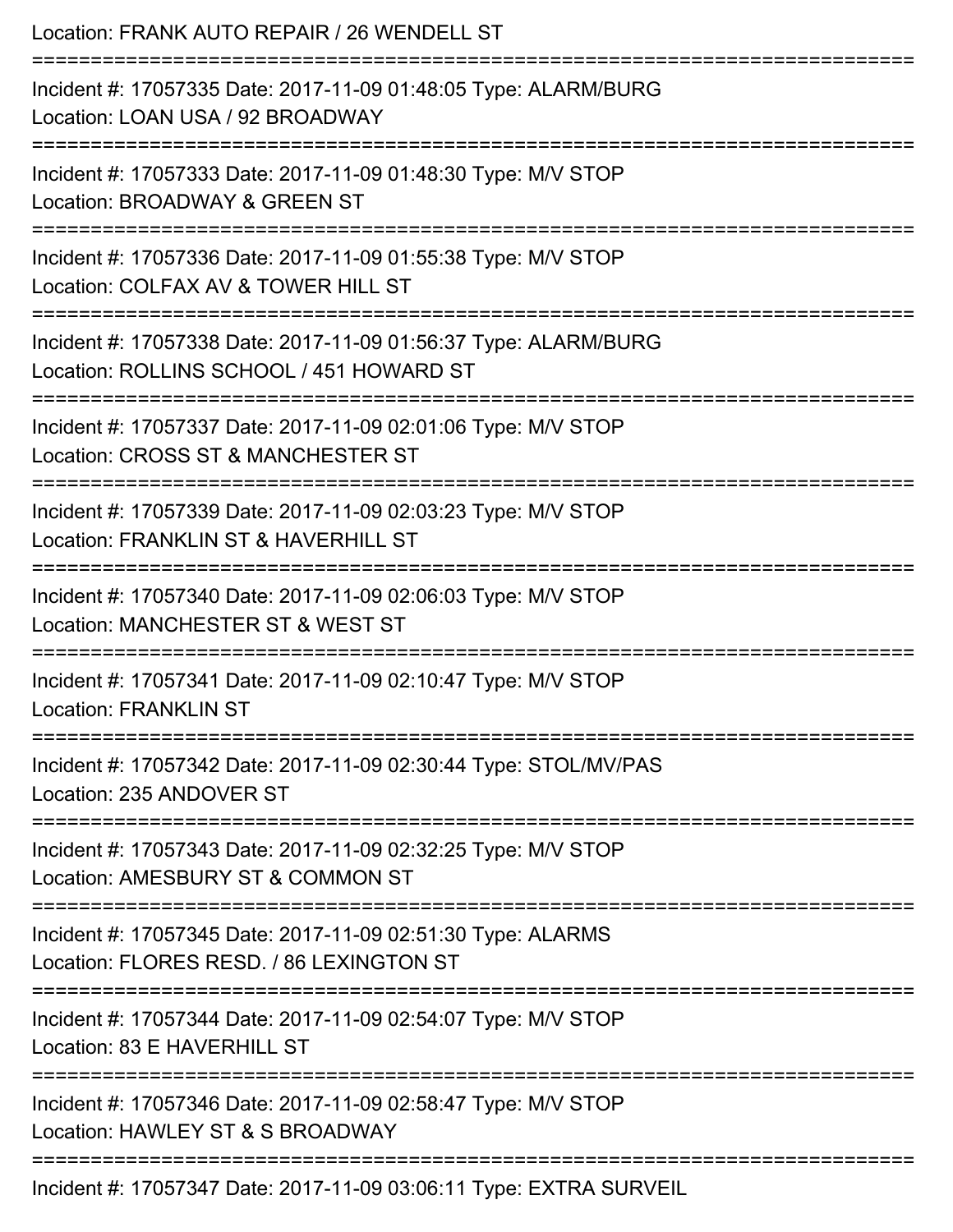Location: FRANK AUTO REPAIR / 26 WENDELL ST

===========================================================================

Incident #: 17057335 Date: 2017-11-09 01:48:05 Type: ALARM/BURG
Location: LOAN USA / 92 BROADWAY

===========================================================================

Incident #: 17057333 Date: 2017-11-09 01:48:30 Type: M/V STOP
Location: BROADWAY & GREEN ST

===========================================================================

Incident #: 17057336 Date: 2017-11-09 01:55:38 Type: M/V STOP
Location: COLFAX AV & TOWER HILL ST

===========================================================================

Incident #: 17057338 Date: 2017-11-09 01:56:37 Type: ALARM/BURG
Location: ROLLINS SCHOOL / 451 HOWARD ST

===========================================================================

Incident #: 17057337 Date: 2017-11-09 02:01:06 Type: M/V STOP
Location: CROSS ST & MANCHESTER ST

===========================================================================

Incident #: 17057339 Date: 2017-11-09 02:03:23 Type: M/V STOP
Location: FRANKLIN ST & HAVERHILL ST

===========================================================================

Incident #: 17057340 Date: 2017-11-09 02:06:03 Type: M/V STOP
Location: MANCHESTER ST & WEST ST

===========================================================================

Incident #: 17057341 Date: 2017-11-09 02:10:47 Type: M/V STOP
Location: FRANKLIN ST

===========================================================================

Incident #: 17057342 Date: 2017-11-09 02:30:44 Type: STOL/MV/PAS
Location: 235 ANDOVER ST

===========================================================================

Incident #: 17057343 Date: 2017-11-09 02:32:25 Type: M/V STOP
Location: AMESBURY ST & COMMON ST

===========================================================================

Incident #: 17057345 Date: 2017-11-09 02:51:30 Type: ALARMS
Location: FLORES RESD. / 86 LEXINGTON ST

===========================================================================

Incident #: 17057344 Date: 2017-11-09 02:54:07 Type: M/V STOP
Location: 83 E HAVERHILL ST

===========================================================================

Incident #: 17057346 Date: 2017-11-09 02:58:47 Type: M/V STOP
Location: HAWLEY ST & S BROADWAY

===========================================================================

Incident #: 17057347 Date: 2017-11-09 03:06:11 Type: EXTRA SURVEIL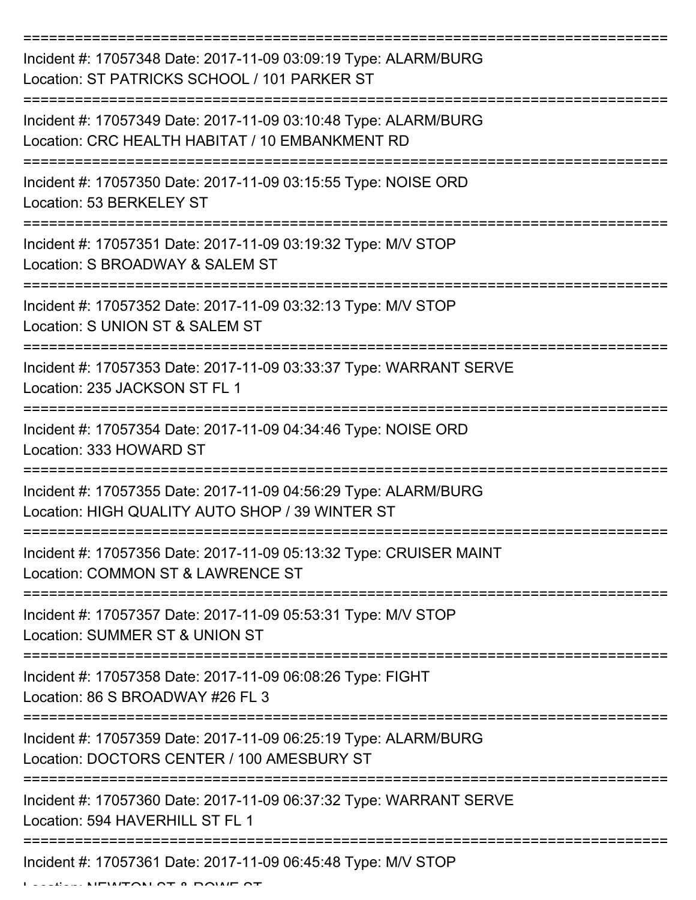Incident #: 17057348 Date: 2017-11-09 03:09:19 Type: ALARM/BURG
Location: ST PATRICKS SCHOOL / 101 PARKER ST

Incident #: 17057349 Date: 2017-11-09 03:10:48 Type: ALARM/BURG
Location: CRC HEALTH HABITAT / 10 EMBANKMENT RD

Incident #: 17057350 Date: 2017-11-09 03:15:55 Type: NOISE ORD
Location: 53 BERKELEY ST

Incident #: 17057351 Date: 2017-11-09 03:19:32 Type: M/V STOP
Location: S BROADWAY & SALEM ST

Incident #: 17057352 Date: 2017-11-09 03:32:13 Type: M/V STOP
Location: S UNION ST & SALEM ST

Incident #: 17057353 Date: 2017-11-09 03:33:37 Type: WARRANT SERVE
Location: 235 JACKSON ST FL 1

Incident #: 17057354 Date: 2017-11-09 04:34:46 Type: NOISE ORD
Location: 333 HOWARD ST

Incident #: 17057355 Date: 2017-11-09 04:56:29 Type: ALARM/BURG
Location: HIGH QUALITY AUTO SHOP / 39 WINTER ST

Incident #: 17057356 Date: 2017-11-09 05:13:32 Type: CRUISER MAINT
Location: COMMON ST & LAWRENCE ST

Incident #: 17057357 Date: 2017-11-09 05:53:31 Type: M/V STOP
Location: SUMMER ST & UNION ST

Incident #: 17057358 Date: 2017-11-09 06:08:26 Type: FIGHT
Location: 86 S BROADWAY #26 FL 3

Incident #: 17057359 Date: 2017-11-09 06:25:19 Type: ALARM/BURG
Location: DOCTORS CENTER / 100 AMESBURY ST

Incident #: 17057360 Date: 2017-11-09 06:37:32 Type: WARRANT SERVE
Location: 594 HAVERHILL ST FL 1

Incident #: 17057361 Date: 2017-11-09 06:45:48 Type: M/V STOP
Location: NEWTON ST & ROWE ST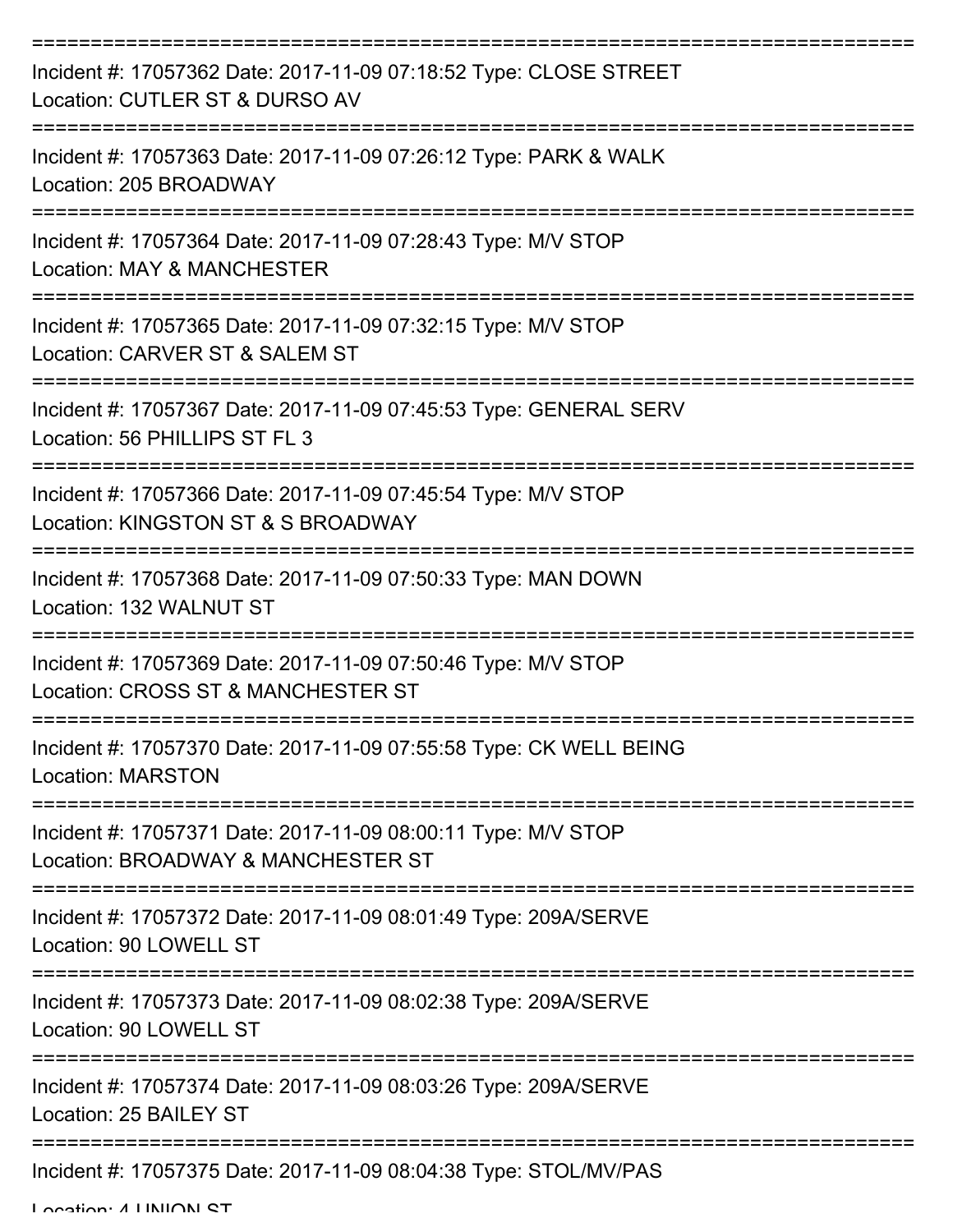===========================================================================

Incident #: 17057362 Date: 2017-11-09 07:18:52 Type: CLOSE STREET
Location: CUTLER ST & DURSO AV

===========================================================================

Incident #: 17057363 Date: 2017-11-09 07:26:12 Type: PARK & WALK
Location: 205 BROADWAY

===========================================================================

Incident #: 17057364 Date: 2017-11-09 07:28:43 Type: M/V STOP
Location: MAY & MANCHESTER

===========================================================================

Incident #: 17057365 Date: 2017-11-09 07:32:15 Type: M/V STOP
Location: CARVER ST & SALEM ST

===========================================================================

Incident #: 17057367 Date: 2017-11-09 07:45:53 Type: GENERAL SERV
Location: 56 PHILLIPS ST FL 3

===========================================================================

Incident #: 17057366 Date: 2017-11-09 07:45:54 Type: M/V STOP
Location: KINGSTON ST & S BROADWAY

===========================================================================

Incident #: 17057368 Date: 2017-11-09 07:50:33 Type: MAN DOWN
Location: 132 WALNUT ST

===========================================================================

Incident #: 17057369 Date: 2017-11-09 07:50:46 Type: M/V STOP
Location: CROSS ST & MANCHESTER ST

===========================================================================

Incident #: 17057370 Date: 2017-11-09 07:55:58 Type: CK WELL BEING
Location: MARSTON

===========================================================================

Incident #: 17057371 Date: 2017-11-09 08:00:11 Type: M/V STOP
Location: BROADWAY & MANCHESTER ST

===========================================================================

Incident #: 17057372 Date: 2017-11-09 08:01:49 Type: 209A/SERVE
Location: 90 LOWELL ST

===========================================================================

Incident #: 17057373 Date: 2017-11-09 08:02:38 Type: 209A/SERVE
Location: 90 LOWELL ST

===========================================================================

Incident #: 17057374 Date: 2017-11-09 08:03:26 Type: 209A/SERVE
Location: 25 BAILEY ST

===========================================================================

Incident #: 17057375 Date: 2017-11-09 08:04:38 Type: STOL/MV/PAS
Location: 4 UNION ST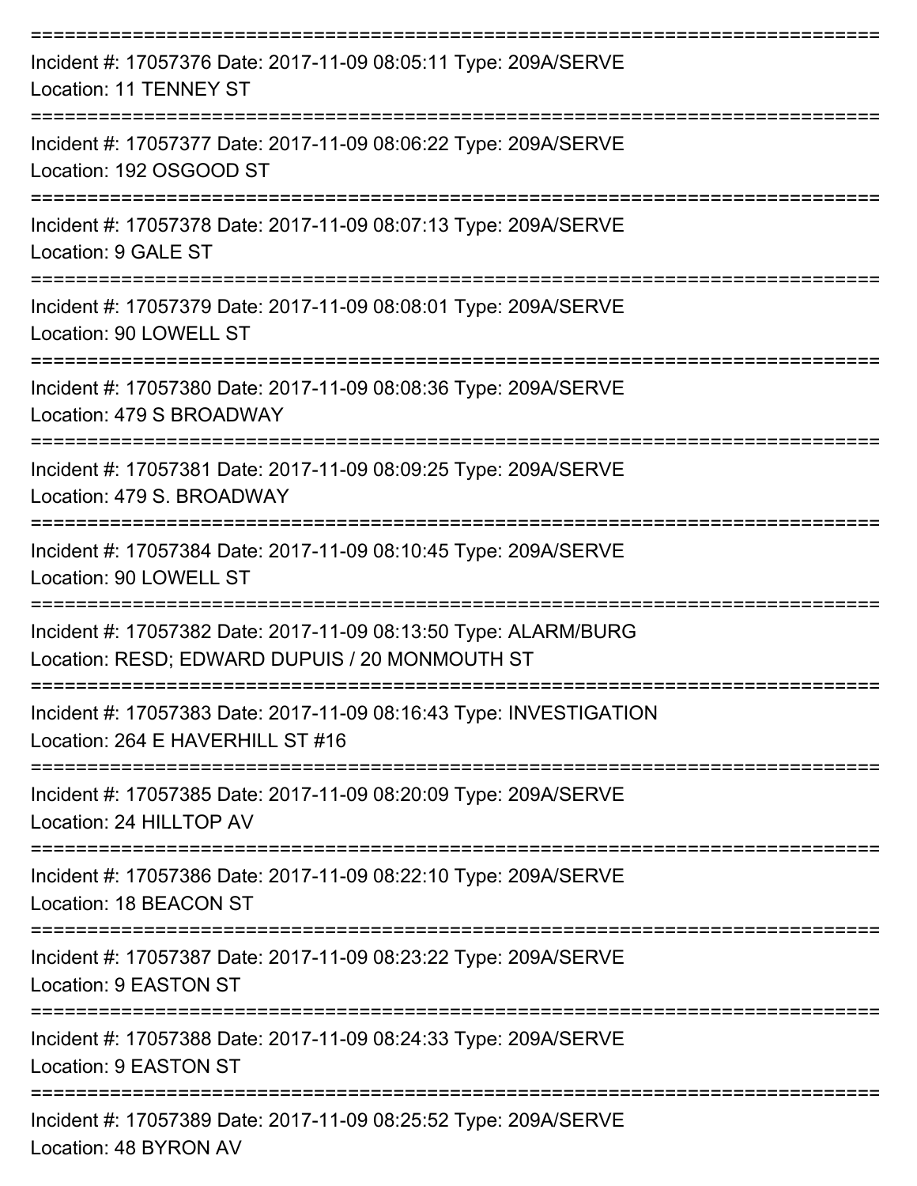===========================================================================

Incident #: 17057376 Date: 2017-11-09 08:05:11 Type: 209A/SERVE

Location: 11 TENNEY ST

===========================================================================

Incident #: 17057377 Date: 2017-11-09 08:06:22 Type: 209A/SERVE

Location: 192 OSGOOD ST

===========================================================================

Incident #: 17057378 Date: 2017-11-09 08:07:13 Type: 209A/SERVE

Location: 9 GALE ST

===========================================================================

Incident #: 17057379 Date: 2017-11-09 08:08:01 Type: 209A/SERVE

Location: 90 LOWELL ST

===========================================================================

Incident #: 17057380 Date: 2017-11-09 08:08:36 Type: 209A/SERVE

Location: 479 S BROADWAY

===========================================================================

Incident #: 17057381 Date: 2017-11-09 08:09:25 Type: 209A/SERVE

Location: 479 S. BROADWAY

===========================================================================

Incident #: 17057384 Date: 2017-11-09 08:10:45 Type: 209A/SERVE

Location: 90 LOWELL ST

===========================================================================

Incident #: 17057382 Date: 2017-11-09 08:13:50 Type: ALARM/BURG

Location: RESD; EDWARD DUPUIS / 20 MONMOUTH ST

===========================================================================

Incident #: 17057383 Date: 2017-11-09 08:16:43 Type: INVESTIGATION

Location: 264 E HAVERHILL ST #16

===========================================================================

Incident #: 17057385 Date: 2017-11-09 08:20:09 Type: 209A/SERVE

Location: 24 HILLTOP AV

===========================================================================

Incident #: 17057386 Date: 2017-11-09 08:22:10 Type: 209A/SERVE

Location: 18 BEACON ST

===========================================================================

Incident #: 17057387 Date: 2017-11-09 08:23:22 Type: 209A/SERVE

Location: 9 EASTON ST

===========================================================================

Incident #: 17057388 Date: 2017-11-09 08:24:33 Type: 209A/SERVE

Location: 9 EASTON ST

===========================================================================

Incident #: 17057389 Date: 2017-11-09 08:25:52 Type: 209A/SERVE

Location: 48 BYRON AV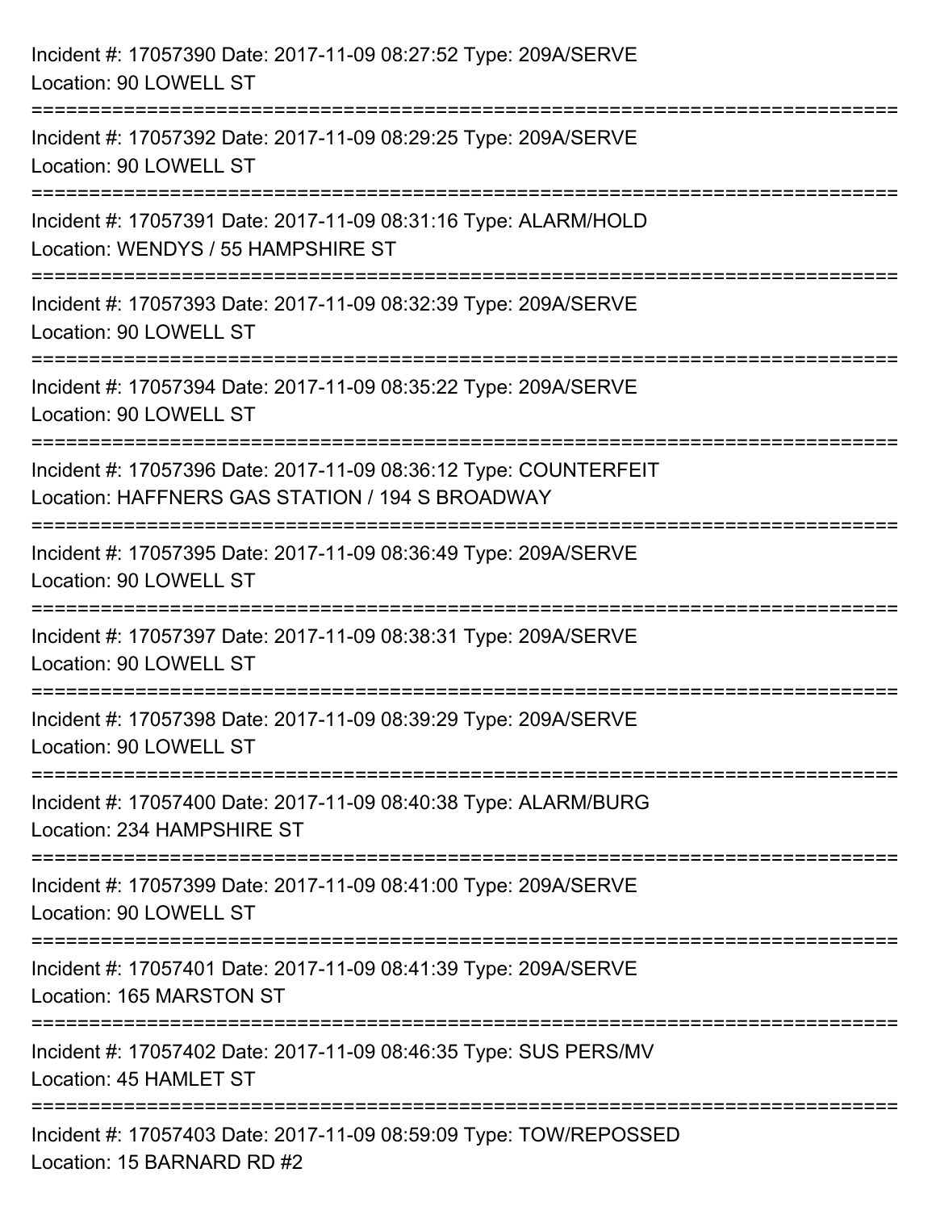Incident #: 17057390 Date: 2017-11-09 08:27:52 Type: 209A/SERVE
Location: 90 LOWELL ST

===========================================================================

Incident #: 17057392 Date: 2017-11-09 08:29:25 Type: 209A/SERVE
Location: 90 LOWELL ST

===========================================================================

Incident #: 17057391 Date: 2017-11-09 08:31:16 Type: ALARM/HOLD
Location: WENDYS / 55 HAMPSHIRE ST

===========================================================================

Incident #: 17057393 Date: 2017-11-09 08:32:39 Type: 209A/SERVE
Location: 90 LOWELL ST

===========================================================================

Incident #: 17057394 Date: 2017-11-09 08:35:22 Type: 209A/SERVE
Location: 90 LOWELL ST

===========================================================================

Incident #: 17057396 Date: 2017-11-09 08:36:12 Type: COUNTERFEIT
Location: HAFFNERS GAS STATION / 194 S BROADWAY

===========================================================================

Incident #: 17057395 Date: 2017-11-09 08:36:49 Type: 209A/SERVE
Location: 90 LOWELL ST

===========================================================================

Incident #: 17057397 Date: 2017-11-09 08:38:31 Type: 209A/SERVE
Location: 90 LOWELL ST

===========================================================================

Incident #: 17057398 Date: 2017-11-09 08:39:29 Type: 209A/SERVE
Location: 90 LOWELL ST

===========================================================================

Incident #: 17057400 Date: 2017-11-09 08:40:38 Type: ALARM/BURG
Location: 234 HAMPSHIRE ST

===========================================================================

Incident #: 17057399 Date: 2017-11-09 08:41:00 Type: 209A/SERVE
Location: 90 LOWELL ST

===========================================================================

Incident #: 17057401 Date: 2017-11-09 08:41:39 Type: 209A/SERVE
Location: 165 MARSTON ST

===========================================================================

Incident #: 17057402 Date: 2017-11-09 08:46:35 Type: SUS PERS/MV
Location: 45 HAMLET ST

===========================================================================

Incident #: 17057403 Date: 2017-11-09 08:59:09 Type: TOW/REPOSSED
Location: 15 BARNARD RD #2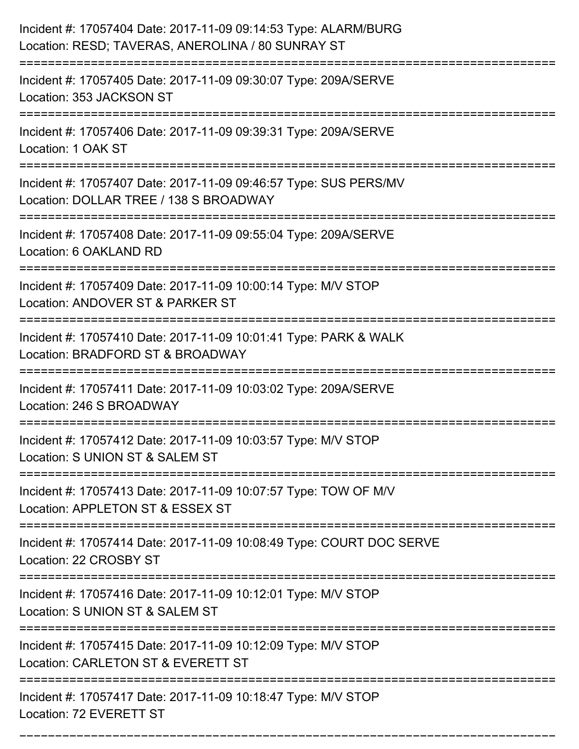Incident #: 17057404 Date: 2017-11-09 09:14:53 Type: ALARM/BURG
Location: RESD; TAVERAS, ANEROLINA / 80 SUNRAY ST

===========================================================================

Incident #: 17057405 Date: 2017-11-09 09:30:07 Type: 209A/SERVE
Location: 353 JACKSON ST

===========================================================================

Incident #: 17057406 Date: 2017-11-09 09:39:31 Type: 209A/SERVE
Location: 1 OAK ST

===========================================================================

Incident #: 17057407 Date: 2017-11-09 09:46:57 Type: SUS PERS/MV
Location: DOLLAR TREE / 138 S BROADWAY

===========================================================================

Incident #: 17057408 Date: 2017-11-09 09:55:04 Type: 209A/SERVE
Location: 6 OAKLAND RD

===========================================================================

Incident #: 17057409 Date: 2017-11-09 10:00:14 Type: M/V STOP
Location: ANDOVER ST & PARKER ST

===========================================================================

Incident #: 17057410 Date: 2017-11-09 10:01:41 Type: PARK & WALK
Location: BRADFORD ST & BROADWAY

===========================================================================

Incident #: 17057411 Date: 2017-11-09 10:03:02 Type: 209A/SERVE
Location: 246 S BROADWAY

===========================================================================

Incident #: 17057412 Date: 2017-11-09 10:03:57 Type: M/V STOP
Location: S UNION ST & SALEM ST

===========================================================================

Incident #: 17057413 Date: 2017-11-09 10:07:57 Type: TOW OF M/V
Location: APPLETON ST & ESSEX ST

===========================================================================

Incident #: 17057414 Date: 2017-11-09 10:08:49 Type: COURT DOC SERVE
Location: 22 CROSBY ST

===========================================================================

Incident #: 17057416 Date: 2017-11-09 10:12:01 Type: M/V STOP
Location: S UNION ST & SALEM ST

===========================================================================

Incident #: 17057415 Date: 2017-11-09 10:12:09 Type: M/V STOP
Location: CARLETON ST & EVERETT ST

===========================================================================

Incident #: 17057417 Date: 2017-11-09 10:18:47 Type: M/V STOP
Location: 72 EVERETT ST

===========================================================================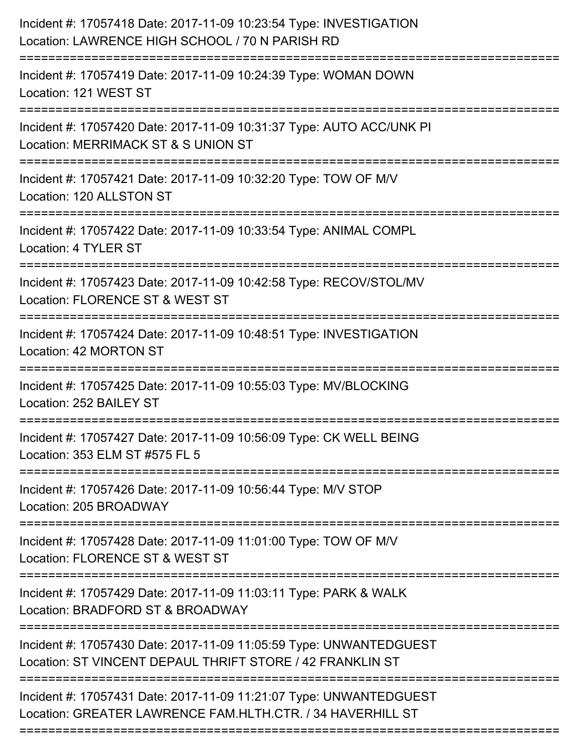Incident #: 17057418 Date: 2017-11-09 10:23:54 Type: INVESTIGATION
Location: LAWRENCE HIGH SCHOOL / 70 N PARISH RD

===========================================================================

Incident #: 17057419 Date: 2017-11-09 10:24:39 Type: WOMAN DOWN
Location: 121 WEST ST

===========================================================================

Incident #: 17057420 Date: 2017-11-09 10:31:37 Type: AUTO ACC/UNK PI
Location: MERRIMACK ST & S UNION ST

===========================================================================

Incident #: 17057421 Date: 2017-11-09 10:32:20 Type: TOW OF M/V
Location: 120 ALLSTON ST

===========================================================================

Incident #: 17057422 Date: 2017-11-09 10:33:54 Type: ANIMAL COMPL
Location: 4 TYLER ST

===========================================================================

Incident #: 17057423 Date: 2017-11-09 10:42:58 Type: RECOV/STOL/MV
Location: FLORENCE ST & WEST ST

===========================================================================

Incident #: 17057424 Date: 2017-11-09 10:48:51 Type: INVESTIGATION
Location: 42 MORTON ST

===========================================================================

Incident #: 17057425 Date: 2017-11-09 10:55:03 Type: MV/BLOCKING
Location: 252 BAILEY ST

===========================================================================

Incident #: 17057427 Date: 2017-11-09 10:56:09 Type: CK WELL BEING
Location: 353 ELM ST #575 FL 5

===========================================================================

Incident #: 17057426 Date: 2017-11-09 10:56:44 Type: M/V STOP
Location: 205 BROADWAY

===========================================================================

Incident #: 17057428 Date: 2017-11-09 11:01:00 Type: TOW OF M/V
Location: FLORENCE ST & WEST ST

===========================================================================

Incident #: 17057429 Date: 2017-11-09 11:03:11 Type: PARK & WALK
Location: BRADFORD ST & BROADWAY

===========================================================================

Incident #: 17057430 Date: 2017-11-09 11:05:59 Type: UNWANTEDGUEST
Location: ST VINCENT DEPAUL THRIFT STORE / 42 FRANKLIN ST

===========================================================================

Incident #: 17057431 Date: 2017-11-09 11:21:07 Type: UNWANTEDGUEST
Location: GREATER LAWRENCE FAM.HLTH.CTR. / 34 HAVERHILL ST

===========================================================================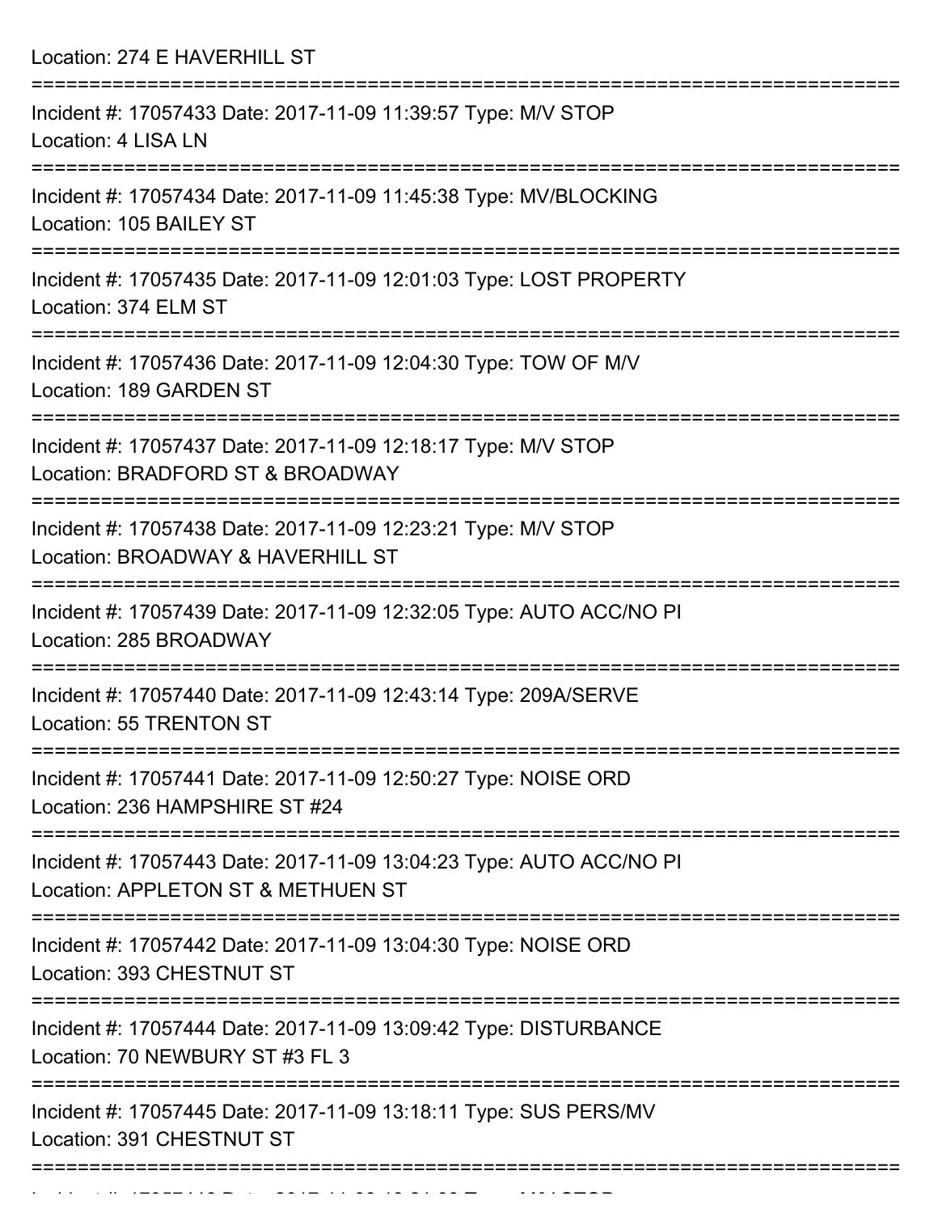Location: 274 E HAVERHILL ST

===========================================================================

Incident #: 17057433 Date: 2017-11-09 11:39:57 Type: M/V STOP
Location: 4 LISA LN

===========================================================================

Incident #: 17057434 Date: 2017-11-09 11:45:38 Type: MV/BLOCKING
Location: 105 BAILEY ST

===========================================================================

Incident #: 17057435 Date: 2017-11-09 12:01:03 Type: LOST PROPERTY
Location: 374 ELM ST

===========================================================================

Incident #: 17057436 Date: 2017-11-09 12:04:30 Type: TOW OF M/V
Location: 189 GARDEN ST

===========================================================================

Incident #: 17057437 Date: 2017-11-09 12:18:17 Type: M/V STOP
Location: BRADFORD ST & BROADWAY

===========================================================================

Incident #: 17057438 Date: 2017-11-09 12:23:21 Type: M/V STOP
Location: BROADWAY & HAVERHILL ST

===========================================================================

Incident #: 17057439 Date: 2017-11-09 12:32:05 Type: AUTO ACC/NO PI
Location: 285 BROADWAY

===========================================================================

Incident #: 17057440 Date: 2017-11-09 12:43:14 Type: 209A/SERVE
Location: 55 TRENTON ST

===========================================================================

Incident #: 17057441 Date: 2017-11-09 12:50:27 Type: NOISE ORD
Location: 236 HAMPSHIRE ST #24

===========================================================================

Incident #: 17057443 Date: 2017-11-09 13:04:23 Type: AUTO ACC/NO PI
Location: APPLETON ST & METHUEN ST

===========================================================================

Incident #: 17057442 Date: 2017-11-09 13:04:30 Type: NOISE ORD
Location: 393 CHESTNUT ST

===========================================================================

Incident #: 17057444 Date: 2017-11-09 13:09:42 Type: DISTURBANCE
Location: 70 NEWBURY ST #3 FL 3

===========================================================================

Incident #: 17057445 Date: 2017-11-09 13:18:11 Type: SUS PERS/MV
Location: 391 CHESTNUT ST

===========================================================================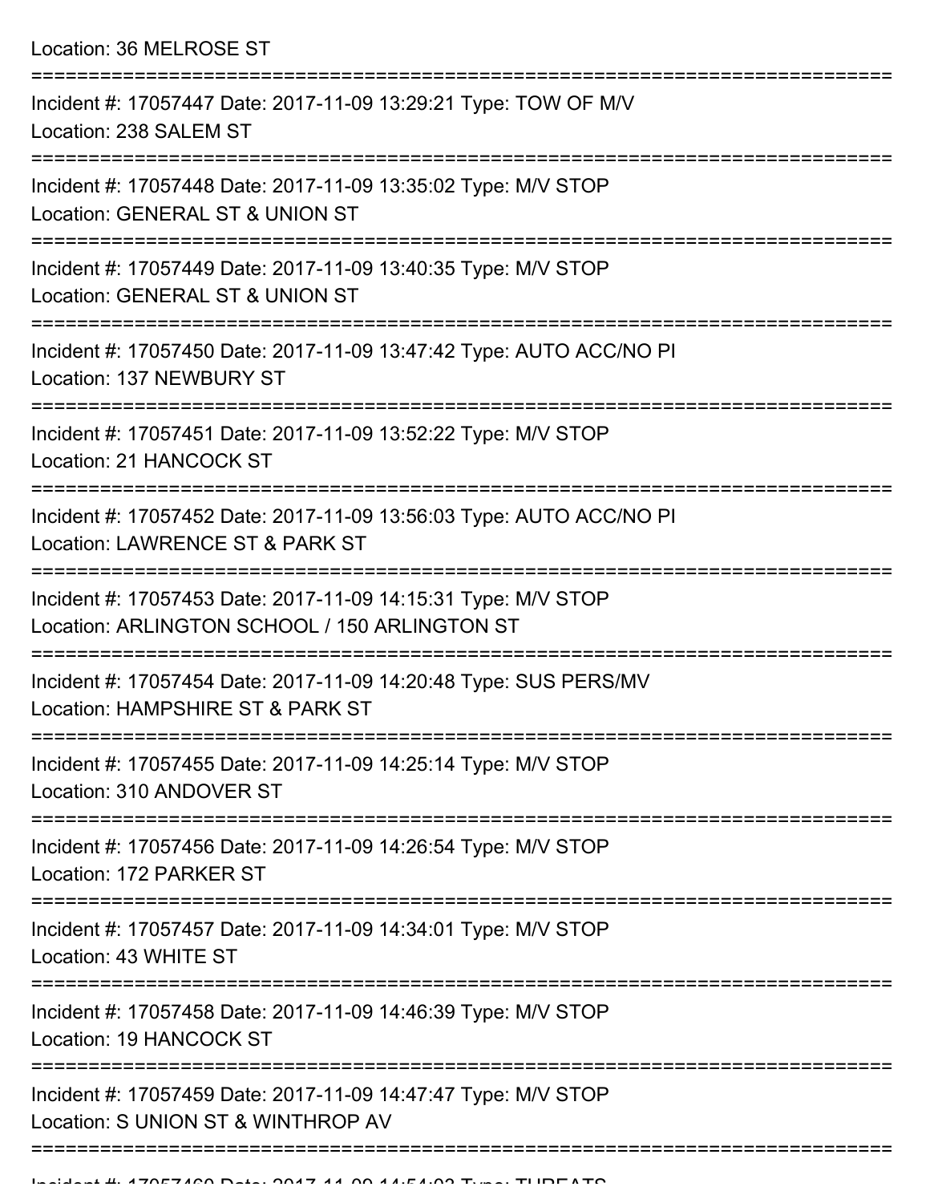Location: 36 MELROSE ST

===========================================================================

Incident #: 17057447 Date: 2017-11-09 13:29:21 Type: TOW OF M/V
Location: 238 SALEM ST

===========================================================================

Incident #: 17057448 Date: 2017-11-09 13:35:02 Type: M/V STOP
Location: GENERAL ST & UNION ST

===========================================================================

Incident #: 17057449 Date: 2017-11-09 13:40:35 Type: M/V STOP
Location: GENERAL ST & UNION ST

===========================================================================

Incident #: 17057450 Date: 2017-11-09 13:47:42 Type: AUTO ACC/NO PI
Location: 137 NEWBURY ST

===========================================================================

Incident #: 17057451 Date: 2017-11-09 13:52:22 Type: M/V STOP
Location: 21 HANCOCK ST

===========================================================================

Incident #: 17057452 Date: 2017-11-09 13:56:03 Type: AUTO ACC/NO PI
Location: LAWRENCE ST & PARK ST

===========================================================================

Incident #: 17057453 Date: 2017-11-09 14:15:31 Type: M/V STOP
Location: ARLINGTON SCHOOL / 150 ARLINGTON ST

===========================================================================

Incident #: 17057454 Date: 2017-11-09 14:20:48 Type: SUS PERS/MV
Location: HAMPSHIRE ST & PARK ST

===========================================================================

Incident #: 17057455 Date: 2017-11-09 14:25:14 Type: M/V STOP
Location: 310 ANDOVER ST

===========================================================================

Incident #: 17057456 Date: 2017-11-09 14:26:54 Type: M/V STOP
Location: 172 PARKER ST

===========================================================================

Incident #: 17057457 Date: 2017-11-09 14:34:01 Type: M/V STOP
Location: 43 WHITE ST

===========================================================================

Incident #: 17057458 Date: 2017-11-09 14:46:39 Type: M/V STOP
Location: 19 HANCOCK ST

===========================================================================

Incident #: 17057459 Date: 2017-11-09 14:47:47 Type: M/V STOP
Location: S UNION ST & WINTHROP AV

===========================================================================

Incident #: 17057460 Date: 2017-11-09 14:54:03 Type: THREATS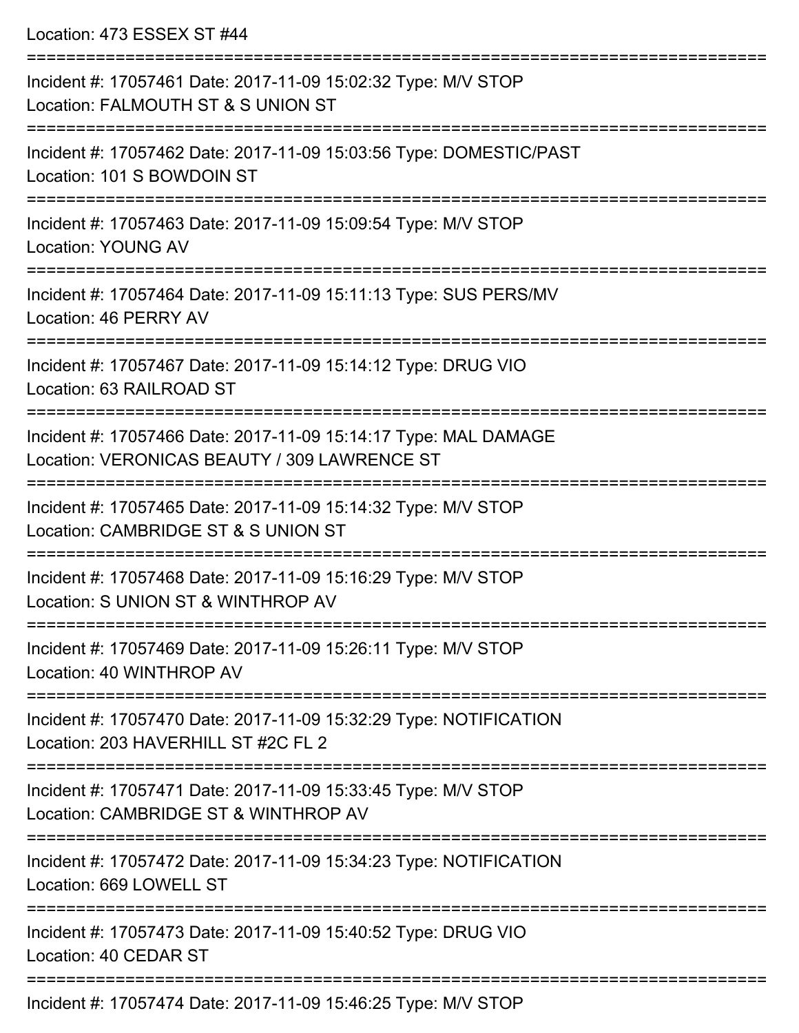Location: 473 ESSEX ST #44

===========================================================================

Incident #: 17057461 Date: 2017-11-09 15:02:32 Type: M/V STOP
Location: FALMOUTH ST & S UNION ST

===========================================================================

Incident #: 17057462 Date: 2017-11-09 15:03:56 Type: DOMESTIC/PAST
Location: 101 S BOWDOIN ST

===========================================================================

Incident #: 17057463 Date: 2017-11-09 15:09:54 Type: M/V STOP
Location: YOUNG AV

===========================================================================

Incident #: 17057464 Date: 2017-11-09 15:11:13 Type: SUS PERS/MV
Location: 46 PERRY AV

===========================================================================

Incident #: 17057467 Date: 2017-11-09 15:14:12 Type: DRUG VIO
Location: 63 RAILROAD ST

===========================================================================

Incident #: 17057466 Date: 2017-11-09 15:14:17 Type: MAL DAMAGE
Location: VERONICAS BEAUTY / 309 LAWRENCE ST

===========================================================================

Incident #: 17057465 Date: 2017-11-09 15:14:32 Type: M/V STOP
Location: CAMBRIDGE ST & S UNION ST

===========================================================================

Incident #: 17057468 Date: 2017-11-09 15:16:29 Type: M/V STOP
Location: S UNION ST & WINTHROP AV

===========================================================================

Incident #: 17057469 Date: 2017-11-09 15:26:11 Type: M/V STOP
Location: 40 WINTHROP AV

===========================================================================

Incident #: 17057470 Date: 2017-11-09 15:32:29 Type: NOTIFICATION
Location: 203 HAVERHILL ST #2C FL 2

===========================================================================

Incident #: 17057471 Date: 2017-11-09 15:33:45 Type: M/V STOP
Location: CAMBRIDGE ST & WINTHROP AV

===========================================================================

Incident #: 17057472 Date: 2017-11-09 15:34:23 Type: NOTIFICATION
Location: 669 LOWELL ST

===========================================================================

Incident #: 17057473 Date: 2017-11-09 15:40:52 Type: DRUG VIO
Location: 40 CEDAR ST

===========================================================================

Incident #: 17057474 Date: 2017-11-09 15:46:25 Type: M/V STOP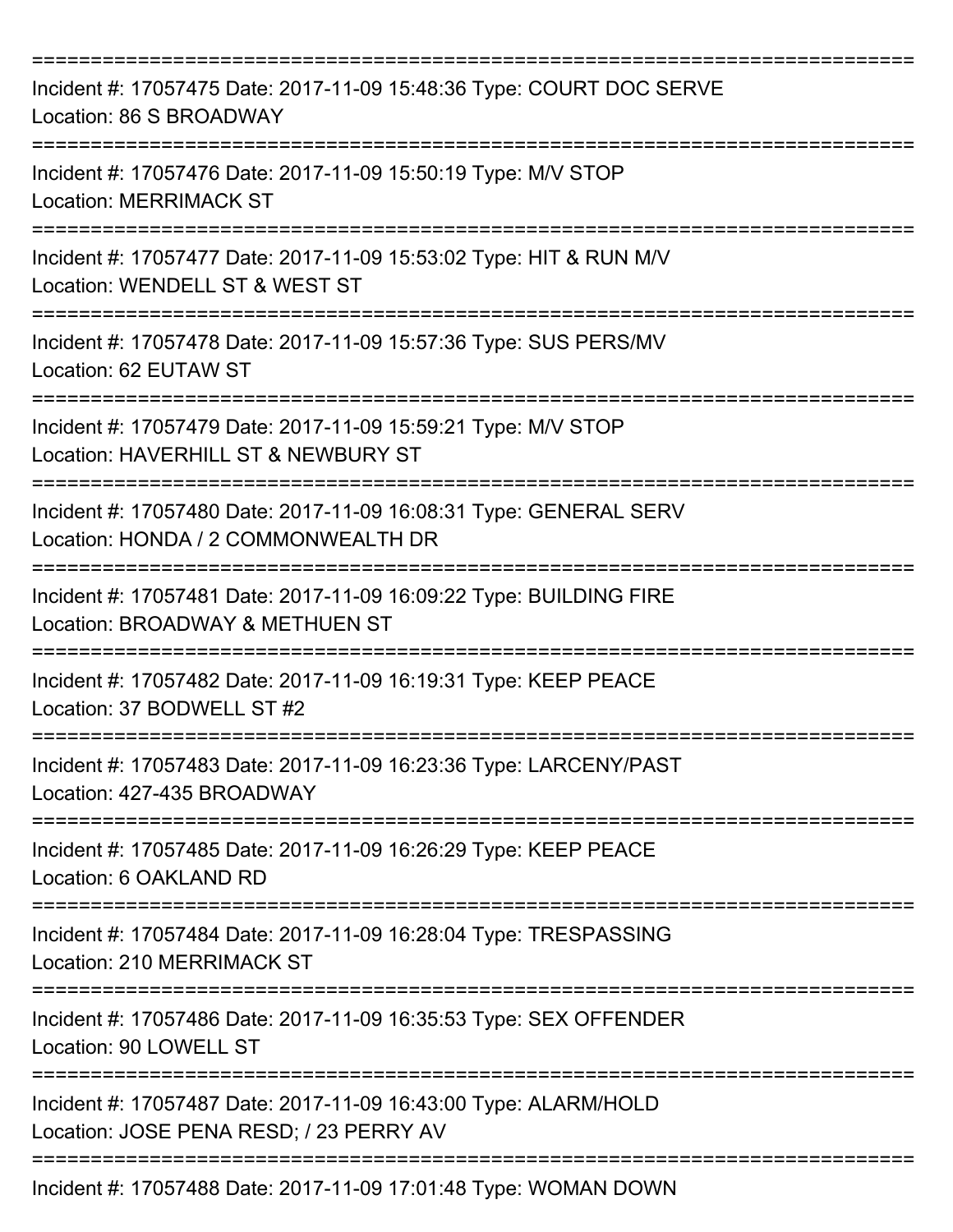===========================================================================

Incident #: 17057475 Date: 2017-11-09 15:48:36 Type: COURT DOC SERVE
Location: 86 S BROADWAY

===========================================================================

Incident #: 17057476 Date: 2017-11-09 15:50:19 Type: M/V STOP
Location: MERRIMACK ST

===========================================================================

Incident #: 17057477 Date: 2017-11-09 15:53:02 Type: HIT & RUN M/V
Location: WENDELL ST & WEST ST

===========================================================================

Incident #: 17057478 Date: 2017-11-09 15:57:36 Type: SUS PERS/MV
Location: 62 EUTAW ST

===========================================================================

Incident #: 17057479 Date: 2017-11-09 15:59:21 Type: M/V STOP
Location: HAVERHILL ST & NEWBURY ST

===========================================================================

Incident #: 17057480 Date: 2017-11-09 16:08:31 Type: GENERAL SERV
Location: HONDA / 2 COMMONWEALTH DR

===========================================================================

Incident #: 17057481 Date: 2017-11-09 16:09:22 Type: BUILDING FIRE
Location: BROADWAY & METHUEN ST

===========================================================================

Incident #: 17057482 Date: 2017-11-09 16:19:31 Type: KEEP PEACE
Location: 37 BODWELL ST #2

===========================================================================

Incident #: 17057483 Date: 2017-11-09 16:23:36 Type: LARCENY/PAST
Location: 427-435 BROADWAY

===========================================================================

Incident #: 17057485 Date: 2017-11-09 16:26:29 Type: KEEP PEACE
Location: 6 OAKLAND RD

===========================================================================

Incident #: 17057484 Date: 2017-11-09 16:28:04 Type: TRESPASSING
Location: 210 MERRIMACK ST

===========================================================================

Incident #: 17057486 Date: 2017-11-09 16:35:53 Type: SEX OFFENDER
Location: 90 LOWELL ST

===========================================================================

Incident #: 17057487 Date: 2017-11-09 16:43:00 Type: ALARM/HOLD
Location: JOSE PENA RESD; / 23 PERRY AV

===========================================================================

Incident #: 17057488 Date: 2017-11-09 17:01:48 Type: WOMAN DOWN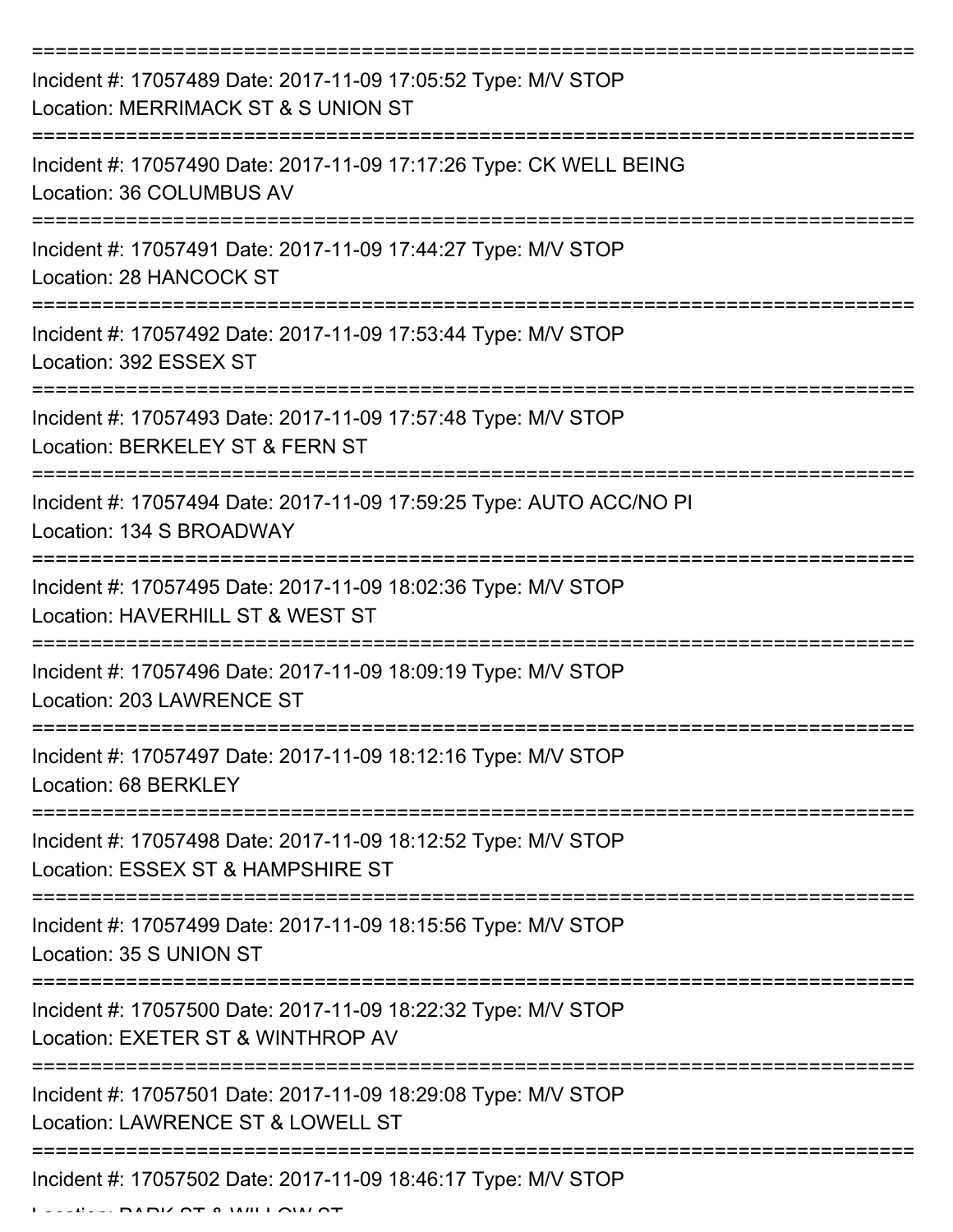===========================================================================

Incident #: 17057489 Date: 2017-11-09 17:05:52 Type: M/V STOP

Location: MERRIMACK ST & S UNION ST

===========================================================================

Incident #: 17057490 Date: 2017-11-09 17:17:26 Type: CK WELL BEING

Location: 36 COLUMBUS AV

===========================================================================

Incident #: 17057491 Date: 2017-11-09 17:44:27 Type: M/V STOP

Location: 28 HANCOCK ST

===========================================================================

Incident #: 17057492 Date: 2017-11-09 17:53:44 Type: M/V STOP

Location: 392 ESSEX ST

===========================================================================

Incident #: 17057493 Date: 2017-11-09 17:57:48 Type: M/V STOP

Location: BERKELEY ST & FERN ST

===========================================================================

Incident #: 17057494 Date: 2017-11-09 17:59:25 Type: AUTO ACC/NO PI

Location: 134 S BROADWAY

===========================================================================

Incident #: 17057495 Date: 2017-11-09 18:02:36 Type: M/V STOP

Location: HAVERHILL ST & WEST ST

===========================================================================

Incident #: 17057496 Date: 2017-11-09 18:09:19 Type: M/V STOP

Location: 203 LAWRENCE ST

===========================================================================

Incident #: 17057497 Date: 2017-11-09 18:12:16 Type: M/V STOP

Location: 68 BERKLEY

===========================================================================

Incident #: 17057498 Date: 2017-11-09 18:12:52 Type: M/V STOP

Location: ESSEX ST & HAMPSHIRE ST

===========================================================================

Incident #: 17057499 Date: 2017-11-09 18:15:56 Type: M/V STOP

Location: 35 S UNION ST

===========================================================================

Incident #: 17057500 Date: 2017-11-09 18:22:32 Type: M/V STOP

Location: EXETER ST & WINTHROP AV

===========================================================================

Incident #: 17057501 Date: 2017-11-09 18:29:08 Type: M/V STOP

Location: LAWRENCE ST & LOWELL ST

===========================================================================

Incident #: 17057502 Date: 2017-11-09 18:46:17 Type: M/V STOP

Location: PARK ST & WILLOW ST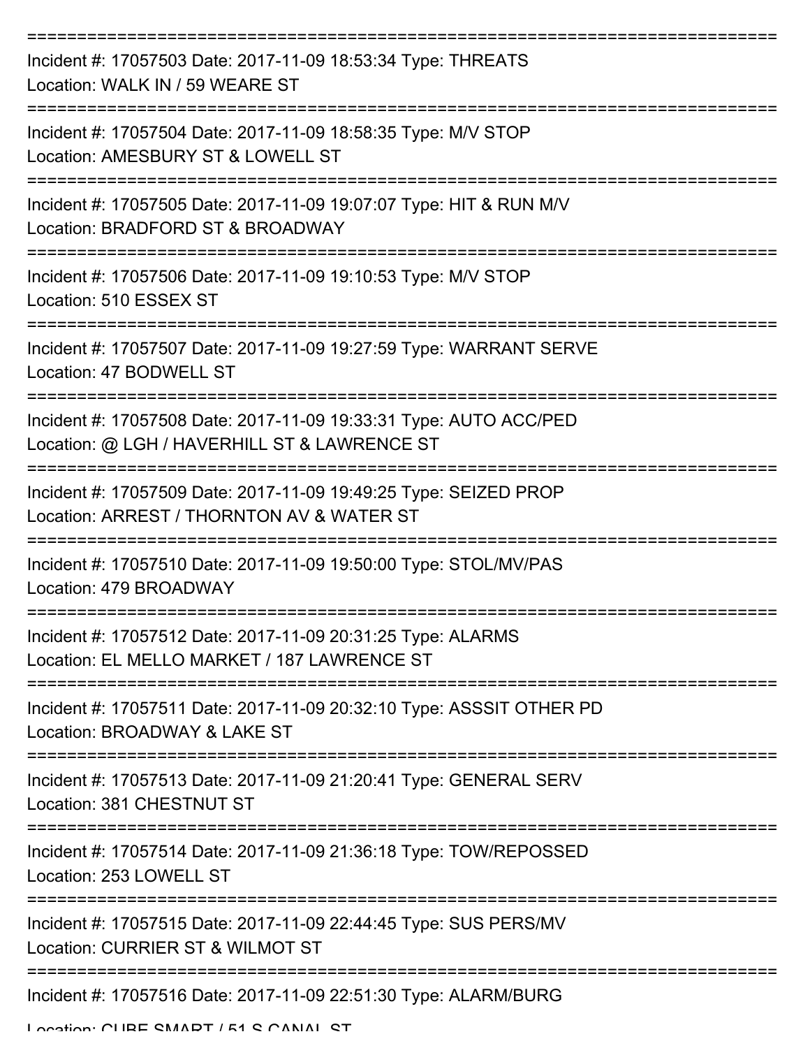===========================================================================
Incident #: 17057503 Date: 2017-11-09 18:53:34 Type: THREATS
Location: WALK IN / 59 WEARE ST
===========================================================================
Incident #: 17057504 Date: 2017-11-09 18:58:35 Type: M/V STOP
Location: AMESBURY ST & LOWELL ST
===========================================================================
Incident #: 17057505 Date: 2017-11-09 19:07:07 Type: HIT & RUN M/V
Location: BRADFORD ST & BROADWAY
===========================================================================
Incident #: 17057506 Date: 2017-11-09 19:10:53 Type: M/V STOP
Location: 510 ESSEX ST
===========================================================================
Incident #: 17057507 Date: 2017-11-09 19:27:59 Type: WARRANT SERVE
Location: 47 BODWELL ST
===========================================================================
Incident #: 17057508 Date: 2017-11-09 19:33:31 Type: AUTO ACC/PED
Location: @ LGH / HAVERHILL ST & LAWRENCE ST
===========================================================================
Incident #: 17057509 Date: 2017-11-09 19:49:25 Type: SEIZED PROP
Location: ARREST / THORNTON AV & WATER ST
===========================================================================
Incident #: 17057510 Date: 2017-11-09 19:50:00 Type: STOL/MV/PAS
Location: 479 BROADWAY
===========================================================================
Incident #: 17057512 Date: 2017-11-09 20:31:25 Type: ALARMS
Location: EL MELLO MARKET / 187 LAWRENCE ST
===========================================================================
Incident #: 17057511 Date: 2017-11-09 20:32:10 Type: ASSSIT OTHER PD
Location: BROADWAY & LAKE ST
===========================================================================
Incident #: 17057513 Date: 2017-11-09 21:20:41 Type: GENERAL SERV
Location: 381 CHESTNUT ST
===========================================================================
Incident #: 17057514 Date: 2017-11-09 21:36:18 Type: TOW/REPOSSED
Location: 253 LOWELL ST
===========================================================================
Incident #: 17057515 Date: 2017-11-09 22:44:45 Type: SUS PERS/MV
Location: CURRIER ST & WILMOT ST
===========================================================================
Incident #: 17057516 Date: 2017-11-09 22:51:30 Type: ALARM/BURG
Location: CUBE SMART / 51 S CANAL ST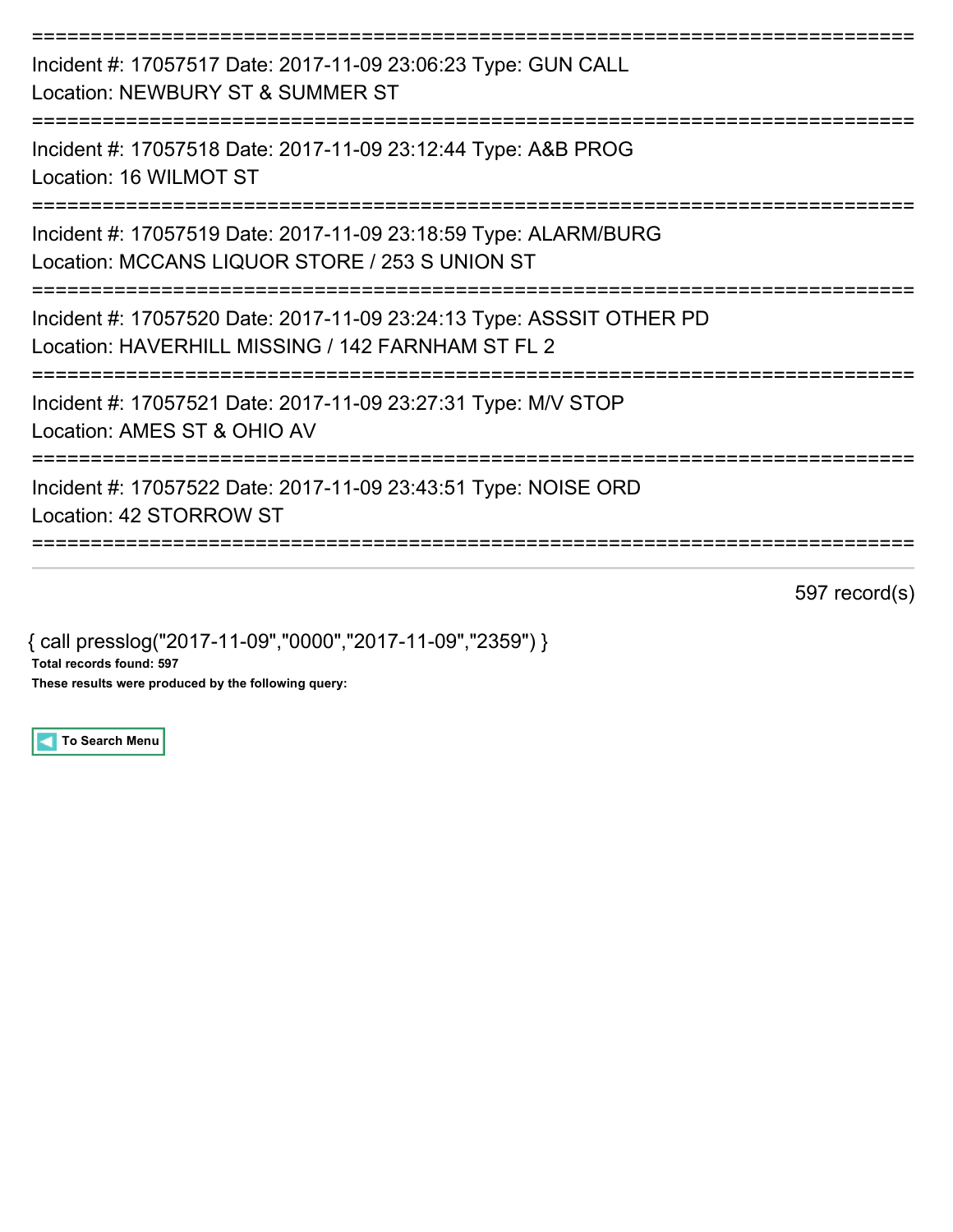===========================================================================

Incident #: 17057517 Date: 2017-11-09 23:06:23 Type: GUN CALL
Location: NEWBURY ST & SUMMER ST

===========================================================================

Incident #: 17057518 Date: 2017-11-09 23:12:44 Type: A&B PROG
Location: 16 WILMOT ST

===========================================================================

Incident #: 17057519 Date: 2017-11-09 23:18:59 Type: ALARM/BURG
Location: MCCANS LIQUOR STORE / 253 S UNION ST

===========================================================================

Incident #: 17057520 Date: 2017-11-09 23:24:13 Type: ASSSIT OTHER PD
Location: HAVERHILL MISSING / 142 FARNHAM ST FL 2

===========================================================================

Incident #: 17057521 Date: 2017-11-09 23:27:31 Type: M/V STOP
Location: AMES ST & OHIO AV

===========================================================================

Incident #: 17057522 Date: 2017-11-09 23:43:51 Type: NOISE ORD
Location: 42 STORROW ST

===========================================================================

597 record(s)

{ call presslog("2017-11-09","0000","2017-11-09","2359") }

**Total records found: 597**

**These results were produced by the following query:**

To Search Menu